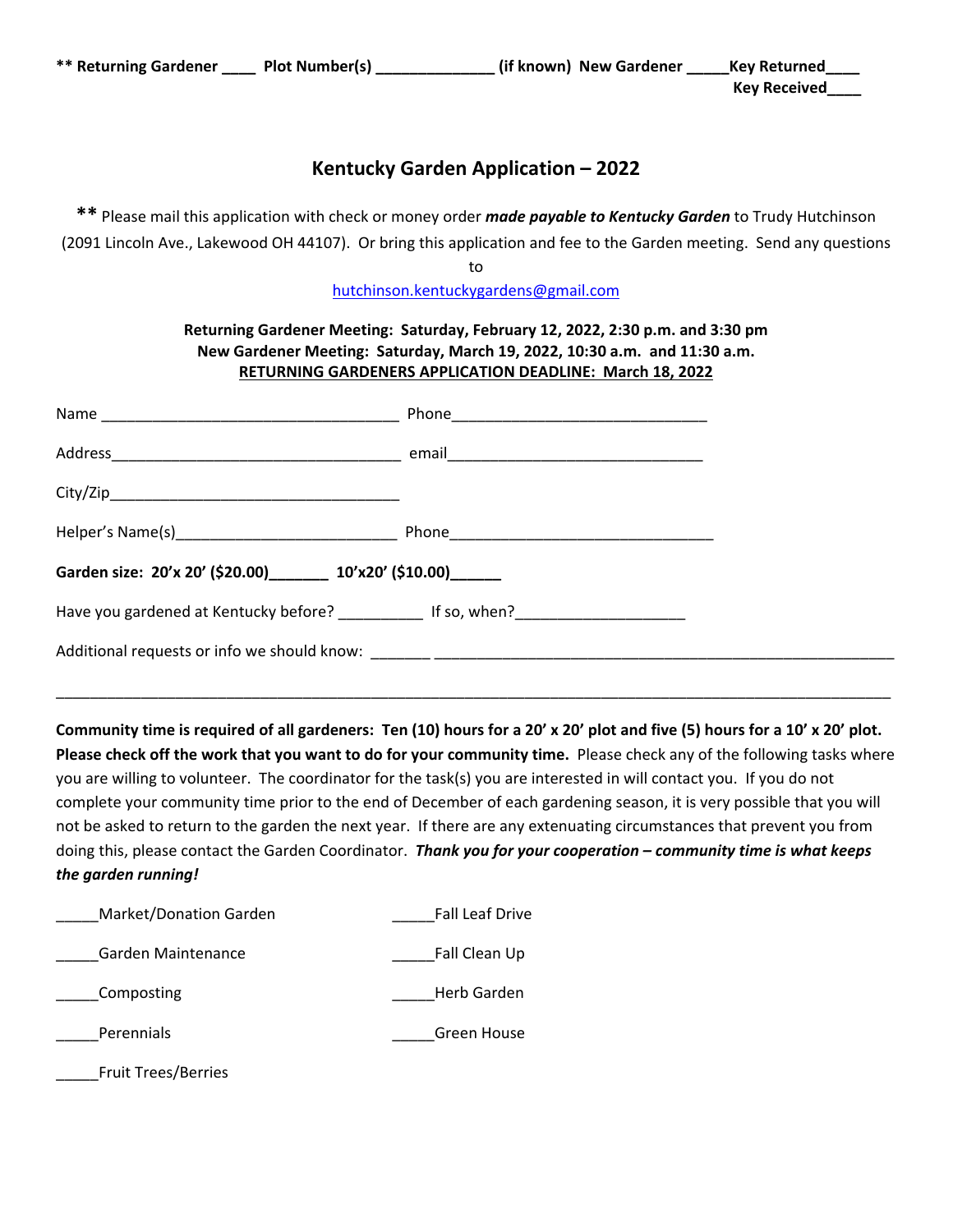**** Returning Gardener ____ Plot Number(s) ______________ (if known) New Gardener _____Key Returned____**
**Key Received____**

# Kentucky Garden Application – 2022

** Please mail this application with check or money order ***made payable to Kentucky Garden*** to Trudy Hutchinson (2091 Lincoln Ave., Lakewood OH 44107). Or bring this application and fee to the Garden meeting. Send any questions to hutchinson.kentuckygardens@gmail.com

**Returning Gardener Meeting: Saturday, February 12, 2022, 2:30 p.m. and 3:30 pm**
**New Gardener Meeting: Saturday, March 19, 2022, 10:30 a.m. and 11:30 a.m.**
**RETURNING GARDENERS APPLICATION DEADLINE: March 18, 2022**

Name ___________________________________ Phone______________________________

Address___________________________________ email______________________________

City/Zip___________________________________

Helper's Name(s)__________________________ Phone_______________________________

**Garden size: 20'x 20' ($20.00)_______ 10'x20' ($10.00)______**

Have you gardened at Kentucky before? __________ If so, when?____________________

Additional requests or info we should know: _______ ________________________________________________________

_____________________________________________________________________________________________________

**Community time is required of all gardeners: Ten (10) hours for a 20' x 20' plot and five (5) hours for a 10' x 20' plot. Please check off the work that you want to do for your community time.** Please check any of the following tasks where you are willing to volunteer. The coordinator for the task(s) you are interested in will contact you. If you do not complete your community time prior to the end of December of each gardening season, it is very possible that you will not be asked to return to the garden the next year. If there are any extenuating circumstances that prevent you from doing this, please contact the Garden Coordinator. ***Thank you for your cooperation – community time is what keeps the garden running!***

_____Market/Donation Garden

_____Garden Maintenance

_____Composting

_____Perennials

_____Fruit Trees/Berries

_____Fall Leaf Drive

_____Fall Clean Up

_____Herb Garden

_____Green House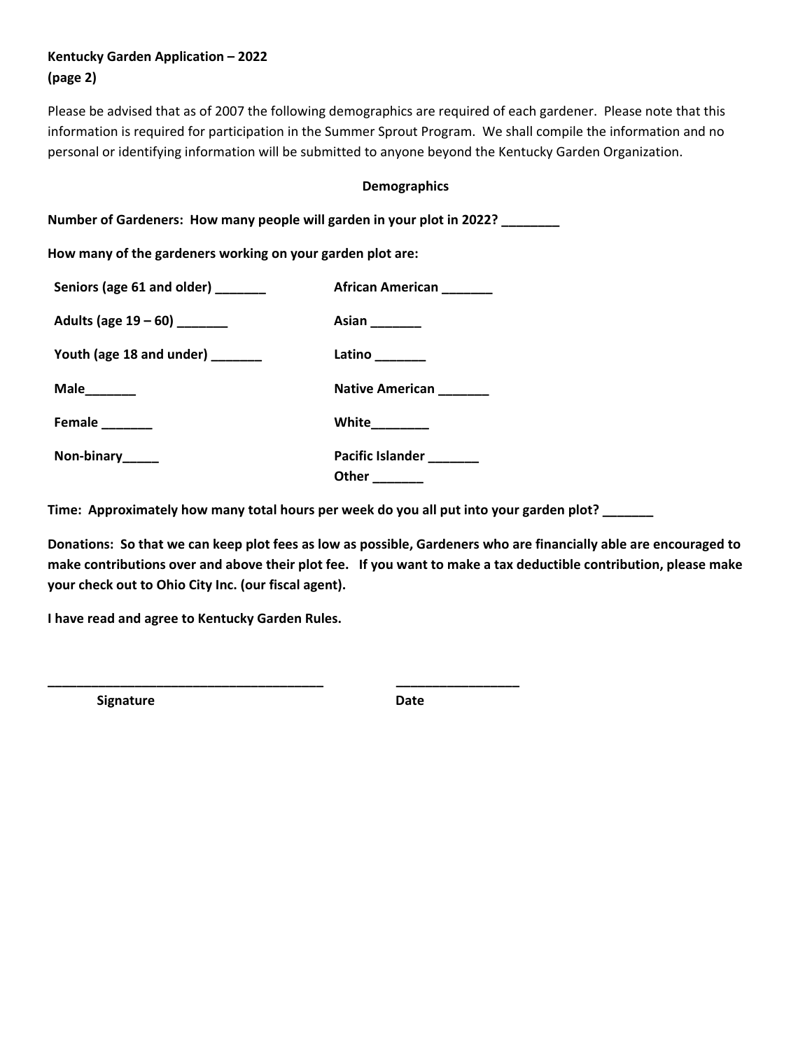**Kentucky Garden Application – 2022**
**(page 2)**

Please be advised that as of 2007 the following demographics are required of each gardener. Please note that this information is required for participation in the Summer Sprout Program. We shall compile the information and no personal or identifying information will be submitted to anyone beyond the Kentucky Garden Organization.

**Demographics**

**Number of Gardeners: How many people will garden in your plot in 2022? ________**

**How many of the gardeners working on your garden plot are:**

**Seniors (age 61 and older) _______**

**Adults (age 19 – 60) _______**

**Youth (age 18 and under) _______**

**Male_______**

**Female _______**

**Non-binary_____**

**African American _______**

**Asian _______**

**Latino _______**

**Native American _______**

**White________**

**Pacific Islander _______**

**Other _______**

**Time: Approximately how many total hours per week do you all put into your garden plot? _______**

**Donations: So that we can keep plot fees as low as possible, Gardeners who are financially able are encouraged to make contributions over and above their plot fee. If you want to make a tax deductible contribution, please make your check out to Ohio City Inc. (our fiscal agent).**

**I have read and agree to Kentucky Garden Rules.**

**______________________________________** **_________________**

**Signature** **Date**